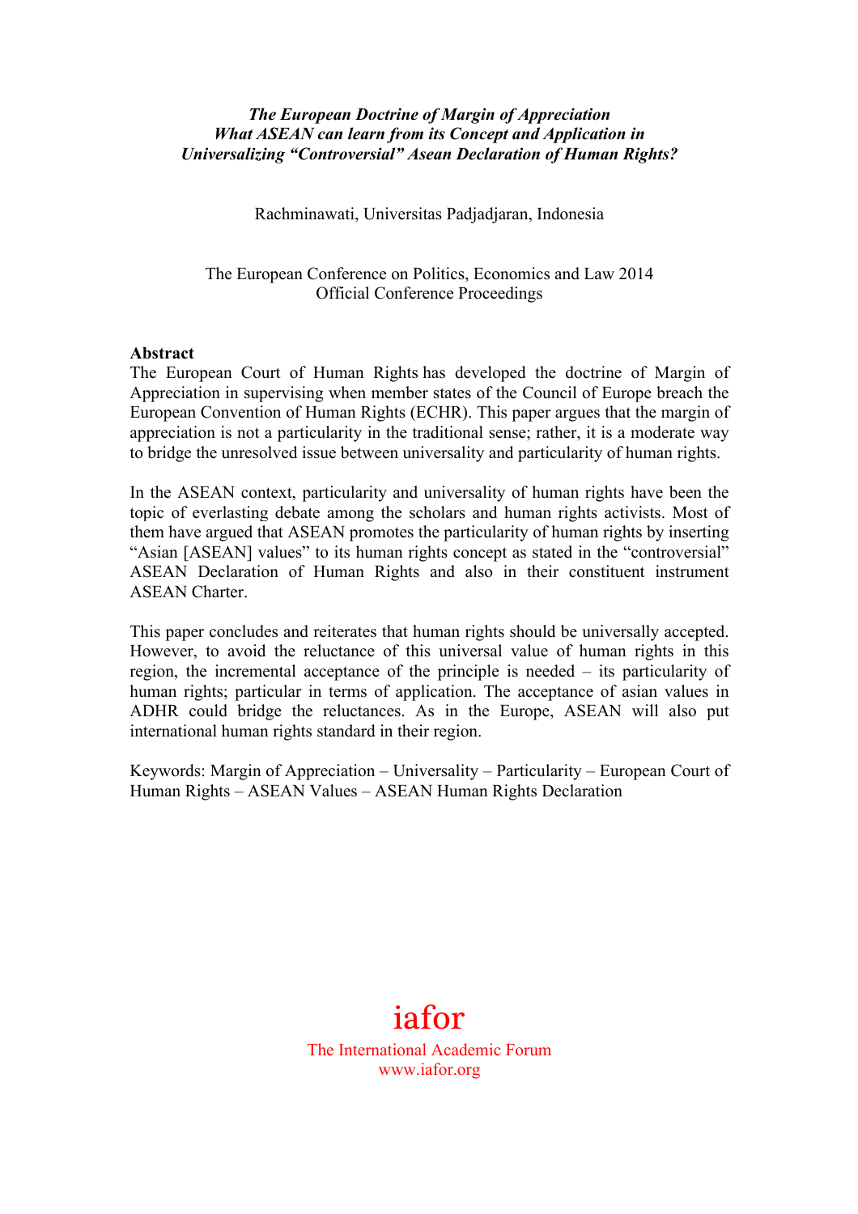***The European Doctrine of Margin of Appreciation***
***What ASEAN can learn from its Concept and Application in Universalizing "Controversial" Asean Declaration of Human Rights?***

Rachminawati, Universitas Padjadjaran, Indonesia

The European Conference on Politics, Economics and Law 2014
Official Conference Proceedings

**Abstract**

The European Court of Human Rights has developed the doctrine of Margin of Appreciation in supervising when member states of the Council of Europe breach the European Convention of Human Rights (ECHR). This paper argues that the margin of appreciation is not a particularity in the traditional sense; rather, it is a moderate way to bridge the unresolved issue between universality and particularity of human rights.

In the ASEAN context, particularity and universality of human rights have been the topic of everlasting debate among the scholars and human rights activists. Most of them have argued that ASEAN promotes the particularity of human rights by inserting "Asian [ASEAN] values" to its human rights concept as stated in the "controversial" ASEAN Declaration of Human Rights and also in their constituent instrument ASEAN Charter.

This paper concludes and reiterates that human rights should be universally accepted. However, to avoid the reluctance of this universal value of human rights in this region, the incremental acceptance of the principle is needed – its particularity of human rights; particular in terms of application. The acceptance of asian values in ADHR could bridge the reluctances. As in the Europe, ASEAN will also put international human rights standard in their region.

Keywords: Margin of Appreciation – Universality – Particularity – European Court of Human Rights – ASEAN Values – ASEAN Human Rights Declaration

iafor

The International Academic Forum
www.iafor.org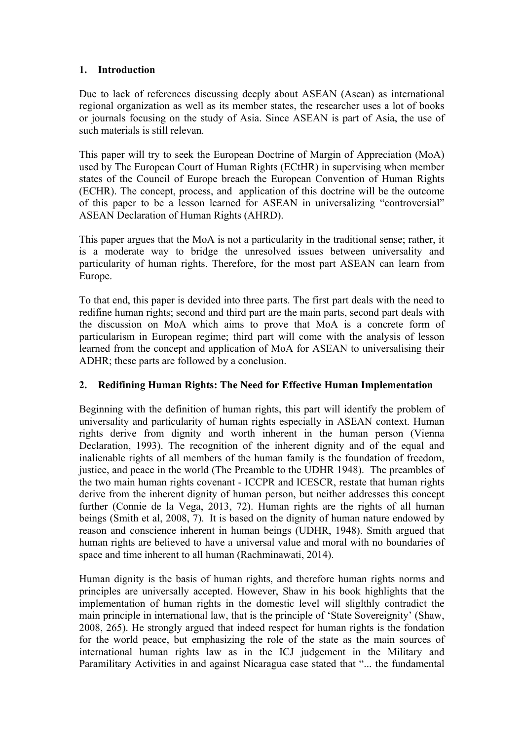## 1. Introduction

Due to lack of references discussing deeply about ASEAN (Asean) as international regional organization as well as its member states, the researcher uses a lot of books or journals focusing on the study of Asia. Since ASEAN is part of Asia, the use of such materials is still relevan.

This paper will try to seek the European Doctrine of Margin of Appreciation (MoA) used by The European Court of Human Rights (ECtHR) in supervising when member states of the Council of Europe breach the European Convention of Human Rights (ECHR). The concept, process, and application of this doctrine will be the outcome of this paper to be a lesson learned for ASEAN in universalizing "controversial" ASEAN Declaration of Human Rights (AHRD).

This paper argues that the MoA is not a particularity in the traditional sense; rather, it is a moderate way to bridge the unresolved issues between universality and particularity of human rights. Therefore, for the most part ASEAN can learn from Europe.

To that end, this paper is devided into three parts. The first part deals with the need to redifine human rights; second and third part are the main parts, second part deals with the discussion on MoA which aims to prove that MoA is a concrete form of particularism in European regime; third part will come with the analysis of lesson learned from the concept and application of MoA for ASEAN to universalising their ADHR; these parts are followed by a conclusion.

## 2. Redifining Human Rights: The Need for Effective Human Implementation

Beginning with the definition of human rights, this part will identify the problem of universality and particularity of human rights especially in ASEAN context. Human rights derive from dignity and worth inherent in the human person (Vienna Declaration, 1993). The recognition of the inherent dignity and of the equal and inalienable rights of all members of the human family is the foundation of freedom, justice, and peace in the world (The Preamble to the UDHR 1948). The preambles of the two main human rights covenant - ICCPR and ICESCR, restate that human rights derive from the inherent dignity of human person, but neither addresses this concept further (Connie de la Vega, 2013, 72). Human rights are the rights of all human beings (Smith et al, 2008, 7). It is based on the dignity of human nature endowed by reason and conscience inherent in human beings (UDHR, 1948). Smith argued that human rights are believed to have a universal value and moral with no boundaries of space and time inherent to all human (Rachminawati, 2014).

Human dignity is the basis of human rights, and therefore human rights norms and principles are universally accepted. However, Shaw in his book highlights that the implementation of human rights in the domestic level will sliglthly contradict the main principle in international law, that is the principle of 'State Sovereignity' (Shaw, 2008, 265). He strongly argued that indeed respect for human rights is the fondation for the world peace, but emphasizing the role of the state as the main sources of international human rights law as in the ICJ judgement in the Military and Paramilitary Activities in and against Nicaragua case stated that "... the fundamental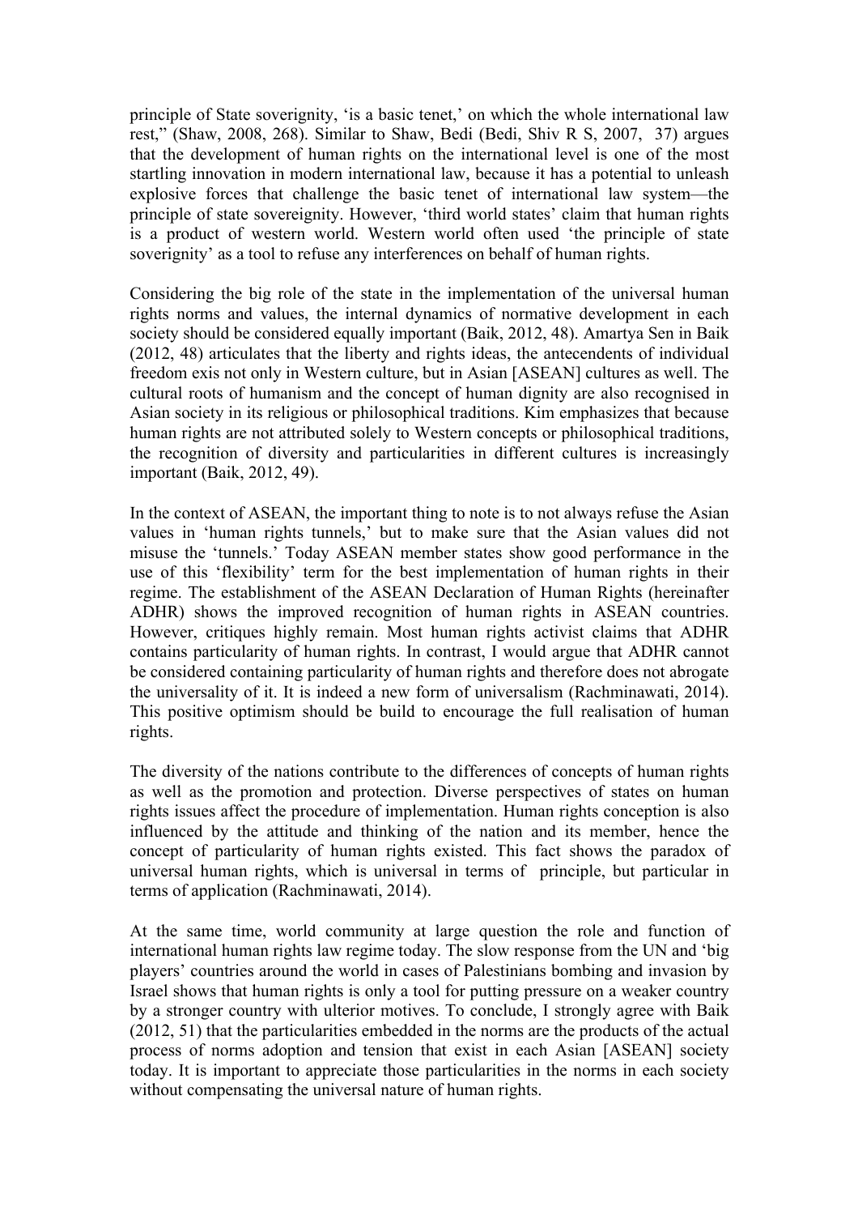principle of State soverignity, 'is a basic tenet,' on which the whole international law rest," (Shaw, 2008, 268). Similar to Shaw, Bedi (Bedi, Shiv R S, 2007, 37) argues that the development of human rights on the international level is one of the most startling innovation in modern international law, because it has a potential to unleash explosive forces that challenge the basic tenet of international law system—the principle of state sovereignity. However, 'third world states' claim that human rights is a product of western world. Western world often used 'the principle of state soverignity' as a tool to refuse any interferences on behalf of human rights.

Considering the big role of the state in the implementation of the universal human rights norms and values, the internal dynamics of normative development in each society should be considered equally important (Baik, 2012, 48). Amartya Sen in Baik (2012, 48) articulates that the liberty and rights ideas, the antecendents of individual freedom exis not only in Western culture, but in Asian [ASEAN] cultures as well. The cultural roots of humanism and the concept of human dignity are also recognised in Asian society in its religious or philosophical traditions. Kim emphasizes that because human rights are not attributed solely to Western concepts or philosophical traditions, the recognition of diversity and particularities in different cultures is increasingly important (Baik, 2012, 49).

In the context of ASEAN, the important thing to note is to not always refuse the Asian values in 'human rights tunnels,' but to make sure that the Asian values did not misuse the 'tunnels.' Today ASEAN member states show good performance in the use of this 'flexibility' term for the best implementation of human rights in their regime. The establishment of the ASEAN Declaration of Human Rights (hereinafter ADHR) shows the improved recognition of human rights in ASEAN countries. However, critiques highly remain. Most human rights activist claims that ADHR contains particularity of human rights. In contrast, I would argue that ADHR cannot be considered containing particularity of human rights and therefore does not abrogate the universality of it. It is indeed a new form of universalism (Rachminawati, 2014). This positive optimism should be build to encourage the full realisation of human rights.

The diversity of the nations contribute to the differences of concepts of human rights as well as the promotion and protection. Diverse perspectives of states on human rights issues affect the procedure of implementation. Human rights conception is also influenced by the attitude and thinking of the nation and its member, hence the concept of particularity of human rights existed. This fact shows the paradox of universal human rights, which is universal in terms of principle, but particular in terms of application (Rachminawati, 2014).

At the same time, world community at large question the role and function of international human rights law regime today. The slow response from the UN and 'big players' countries around the world in cases of Palestinians bombing and invasion by Israel shows that human rights is only a tool for putting pressure on a weaker country by a stronger country with ulterior motives. To conclude, I strongly agree with Baik (2012, 51) that the particularities embedded in the norms are the products of the actual process of norms adoption and tension that exist in each Asian [ASEAN] society today. It is important to appreciate those particularities in the norms in each society without compensating the universal nature of human rights.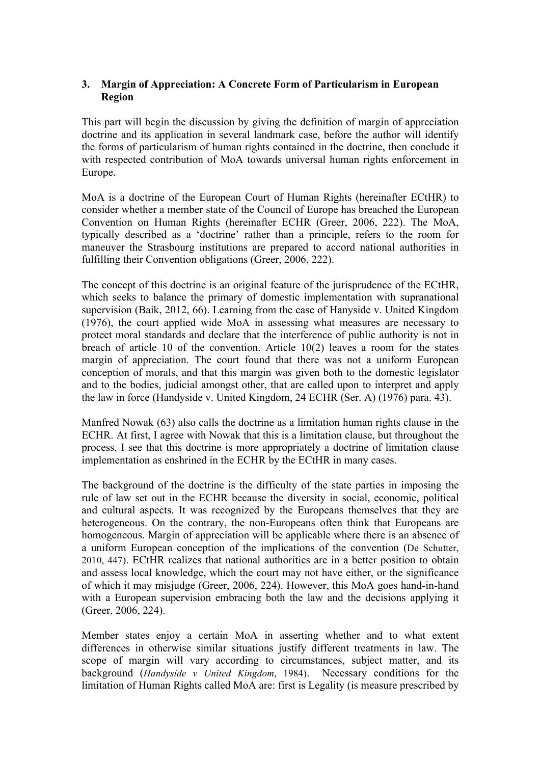## 3. Margin of Appreciation: A Concrete Form of Particularism in European Region

This part will begin the discussion by giving the definition of margin of appreciation doctrine and its application in several landmark case, before the author will identify the forms of particularism of human rights contained in the doctrine, then conclude it with respected contribution of MoA towards universal human rights enforcement in Europe.

MoA is a doctrine of the European Court of Human Rights (hereinafter ECtHR) to consider whether a member state of the Council of Europe has breached the European Convention on Human Rights (hereinafter ECHR (Greer, 2006, 222). The MoA, typically described as a 'doctrine' rather than a principle, refers to the room for maneuver the Strasbourg institutions are prepared to accord national authorities in fulfilling their Convention obligations (Greer, 2006, 222).

The concept of this doctrine is an original feature of the jurisprudence of the ECtHR, which seeks to balance the primary of domestic implementation with supranational supervision (Baik, 2012, 66). Learning from the case of Hanyside v. United Kingdom (1976), the court applied wide MoA in assessing what measures are necessary to protect moral standards and declare that the interference of public authority is not in breach of article 10 of the convention. Article 10(2) leaves a room for the states margin of appreciation. The court found that there was not a uniform European conception of morals, and that this margin was given both to the domestic legislator and to the bodies, judicial amongst other, that are called upon to interpret and apply the law in force (Handyside v. United Kingdom, 24 ECHR (Ser. A) (1976) para. 43).

Manfred Nowak (63) also calls the doctrine as a limitation human rights clause in the ECHR. At first, I agree with Nowak that this is a limitation clause, but throughout the process, I see that this doctrine is more appropriately a doctrine of limitation clause implementation as enshrined in the ECHR by the ECtHR in many cases.

The background of the doctrine is the difficulty of the state parties in imposing the rule of law set out in the ECHR because the diversity in social, economic, political and cultural aspects. It was recognized by the Europeans themselves that they are heterogeneous. On the contrary, the non-Europeans often think that Europeans are homogeneous. Margin of appreciation will be applicable where there is an absence of a uniform European conception of the implications of the convention (De Schutter, 2010, 447). ECtHR realizes that national authorities are in a better position to obtain and assess local knowledge, which the court may not have either, or the significance of which it may misjudge (Greer, 2006, 224). However, this MoA goes hand-in-hand with a European supervision embracing both the law and the decisions applying it (Greer, 2006, 224).

Member states enjoy a certain MoA in asserting whether and to what extent differences in otherwise similar situations justify different treatments in law. The scope of margin will vary according to circumstances, subject matter, and its background (*Handyside v United Kingdom*, 1984). Necessary conditions for the limitation of Human Rights called MoA are: first is Legality (is measure prescribed by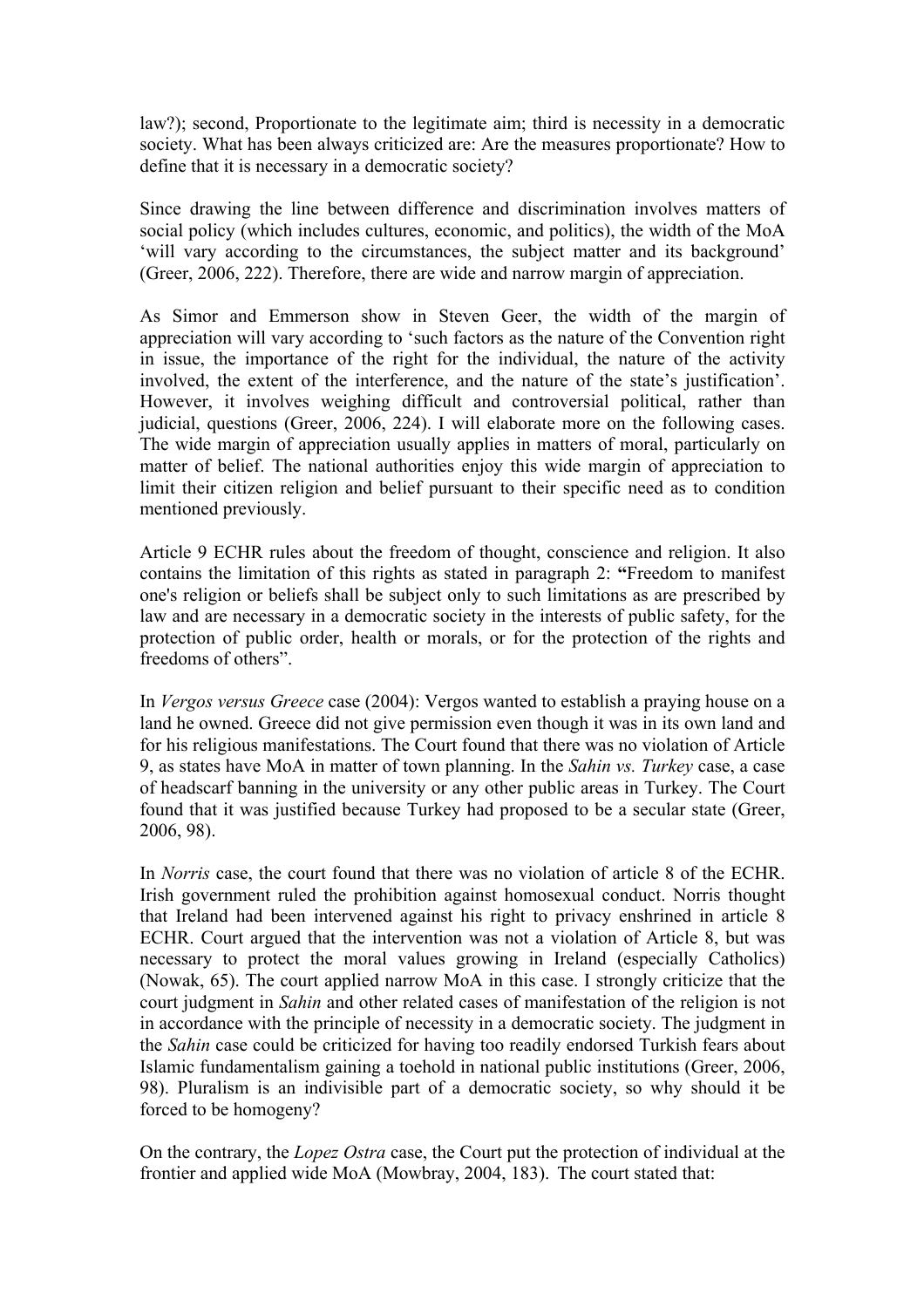law?); second, Proportionate to the legitimate aim; third is necessity in a democratic society. What has been always criticized are: Are the measures proportionate? How to define that it is necessary in a democratic society?

Since drawing the line between difference and discrimination involves matters of social policy (which includes cultures, economic, and politics), the width of the MoA 'will vary according to the circumstances, the subject matter and its background' (Greer, 2006, 222). Therefore, there are wide and narrow margin of appreciation.

As Simor and Emmerson show in Steven Geer, the width of the margin of appreciation will vary according to 'such factors as the nature of the Convention right in issue, the importance of the right for the individual, the nature of the activity involved, the extent of the interference, and the nature of the state's justification'. However, it involves weighing difficult and controversial political, rather than judicial, questions (Greer, 2006, 224). I will elaborate more on the following cases. The wide margin of appreciation usually applies in matters of moral, particularly on matter of belief. The national authorities enjoy this wide margin of appreciation to limit their citizen religion and belief pursuant to their specific need as to condition mentioned previously.

Article 9 ECHR rules about the freedom of thought, conscience and religion. It also contains the limitation of this rights as stated in paragraph 2: **"**Freedom to manifest one's religion or beliefs shall be subject only to such limitations as are prescribed by law and are necessary in a democratic society in the interests of public safety, for the protection of public order, health or morals, or for the protection of the rights and freedoms of others".

In *Vergos versus Greece* case (2004): Vergos wanted to establish a praying house on a land he owned. Greece did not give permission even though it was in its own land and for his religious manifestations. The Court found that there was no violation of Article 9, as states have MoA in matter of town planning. In the *Sahin vs. Turkey* case, a case of headscarf banning in the university or any other public areas in Turkey. The Court found that it was justified because Turkey had proposed to be a secular state (Greer, 2006, 98).

In *Norris* case, the court found that there was no violation of article 8 of the ECHR. Irish government ruled the prohibition against homosexual conduct. Norris thought that Ireland had been intervened against his right to privacy enshrined in article 8 ECHR. Court argued that the intervention was not a violation of Article 8, but was necessary to protect the moral values growing in Ireland (especially Catholics) (Nowak, 65). The court applied narrow MoA in this case. I strongly criticize that the court judgment in *Sahin* and other related cases of manifestation of the religion is not in accordance with the principle of necessity in a democratic society. The judgment in the *Sahin* case could be criticized for having too readily endorsed Turkish fears about Islamic fundamentalism gaining a toehold in national public institutions (Greer, 2006, 98). Pluralism is an indivisible part of a democratic society, so why should it be forced to be homogeny?

On the contrary, the *Lopez Ostra* case, the Court put the protection of individual at the frontier and applied wide MoA (Mowbray, 2004, 183). The court stated that: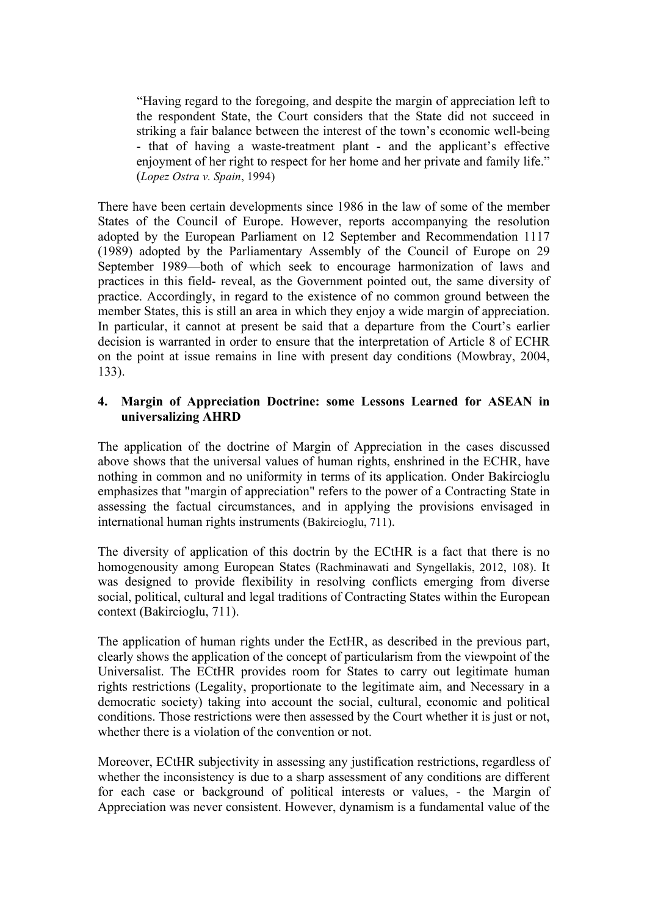> "Having regard to the foregoing, and despite the margin of appreciation left to the respondent State, the Court considers that the State did not succeed in striking a fair balance between the interest of the town's economic well-being - that of having a waste-treatment plant - and the applicant's effective enjoyment of her right to respect for her home and her private and family life." (*Lopez Ostra v. Spain*, 1994)

There have been certain developments since 1986 in the law of some of the member States of the Council of Europe. However, reports accompanying the resolution adopted by the European Parliament on 12 September and Recommendation 1117 (1989) adopted by the Parliamentary Assembly of the Council of Europe on 29 September 1989—both of which seek to encourage harmonization of laws and practices in this field- reveal, as the Government pointed out, the same diversity of practice. Accordingly, in regard to the existence of no common ground between the member States, this is still an area in which they enjoy a wide margin of appreciation. In particular, it cannot at present be said that a departure from the Court's earlier decision is warranted in order to ensure that the interpretation of Article 8 of ECHR on the point at issue remains in line with present day conditions (Mowbray, 2004, 133).

## 4. Margin of Appreciation Doctrine: some Lessons Learned for ASEAN in universalizing AHRD

The application of the doctrine of Margin of Appreciation in the cases discussed above shows that the universal values of human rights, enshrined in the ECHR, have nothing in common and no uniformity in terms of its application. Onder Bakircioglu emphasizes that "margin of appreciation" refers to the power of a Contracting State in assessing the factual circumstances, and in applying the provisions envisaged in international human rights instruments (Bakircioglu, 711).

The diversity of application of this doctrin by the ECtHR is a fact that there is no homogenousity among European States (Rachminawati and Syngellakis, 2012, 108). It was designed to provide flexibility in resolving conflicts emerging from diverse social, political, cultural and legal traditions of Contracting States within the European context (Bakircioglu, 711).

The application of human rights under the EctHR, as described in the previous part, clearly shows the application of the concept of particularism from the viewpoint of the Universalist. The ECtHR provides room for States to carry out legitimate human rights restrictions (Legality, proportionate to the legitimate aim, and Necessary in a democratic society) taking into account the social, cultural, economic and political conditions. Those restrictions were then assessed by the Court whether it is just or not, whether there is a violation of the convention or not.

Moreover, ECtHR subjectivity in assessing any justification restrictions, regardless of whether the inconsistency is due to a sharp assessment of any conditions are different for each case or background of political interests or values, - the Margin of Appreciation was never consistent. However, dynamism is a fundamental value of the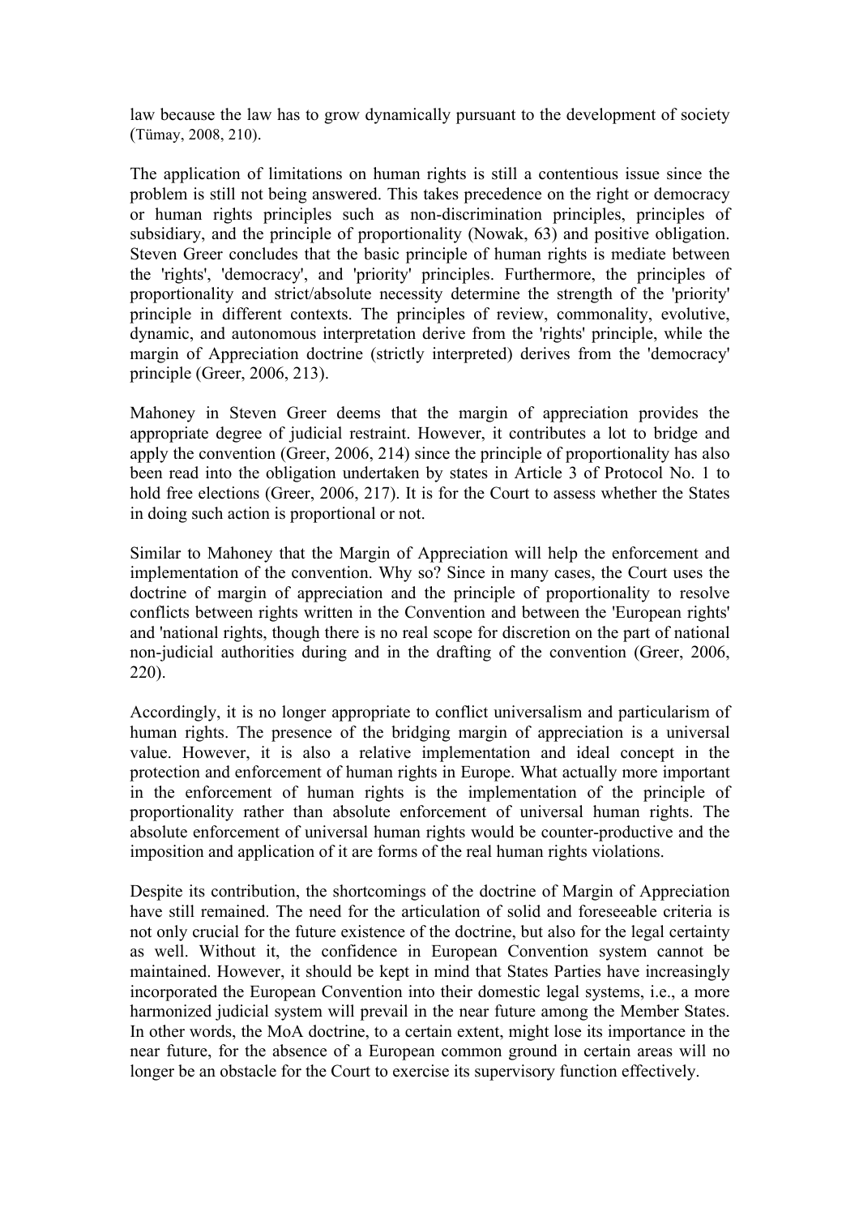law because the law has to grow dynamically pursuant to the development of society (Tümay, 2008, 210).

The application of limitations on human rights is still a contentious issue since the problem is still not being answered. This takes precedence on the right or democracy or human rights principles such as non-discrimination principles, principles of subsidiary, and the principle of proportionality (Nowak, 63) and positive obligation. Steven Greer concludes that the basic principle of human rights is mediate between the 'rights', 'democracy', and 'priority' principles. Furthermore, the principles of proportionality and strict/absolute necessity determine the strength of the 'priority' principle in different contexts. The principles of review, commonality, evolutive, dynamic, and autonomous interpretation derive from the 'rights' principle, while the margin of Appreciation doctrine (strictly interpreted) derives from the 'democracy' principle (Greer, 2006, 213).

Mahoney in Steven Greer deems that the margin of appreciation provides the appropriate degree of judicial restraint. However, it contributes a lot to bridge and apply the convention (Greer, 2006, 214) since the principle of proportionality has also been read into the obligation undertaken by states in Article 3 of Protocol No. 1 to hold free elections (Greer, 2006, 217). It is for the Court to assess whether the States in doing such action is proportional or not.

Similar to Mahoney that the Margin of Appreciation will help the enforcement and implementation of the convention. Why so? Since in many cases, the Court uses the doctrine of margin of appreciation and the principle of proportionality to resolve conflicts between rights written in the Convention and between the 'European rights' and 'national rights, though there is no real scope for discretion on the part of national non-judicial authorities during and in the drafting of the convention (Greer, 2006, 220).

Accordingly, it is no longer appropriate to conflict universalism and particularism of human rights. The presence of the bridging margin of appreciation is a universal value. However, it is also a relative implementation and ideal concept in the protection and enforcement of human rights in Europe. What actually more important in the enforcement of human rights is the implementation of the principle of proportionality rather than absolute enforcement of universal human rights. The absolute enforcement of universal human rights would be counter-productive and the imposition and application of it are forms of the real human rights violations.

Despite its contribution, the shortcomings of the doctrine of Margin of Appreciation have still remained. The need for the articulation of solid and foreseeable criteria is not only crucial for the future existence of the doctrine, but also for the legal certainty as well. Without it, the confidence in European Convention system cannot be maintained. However, it should be kept in mind that States Parties have increasingly incorporated the European Convention into their domestic legal systems, i.e., a more harmonized judicial system will prevail in the near future among the Member States. In other words, the MoA doctrine, to a certain extent, might lose its importance in the near future, for the absence of a European common ground in certain areas will no longer be an obstacle for the Court to exercise its supervisory function effectively.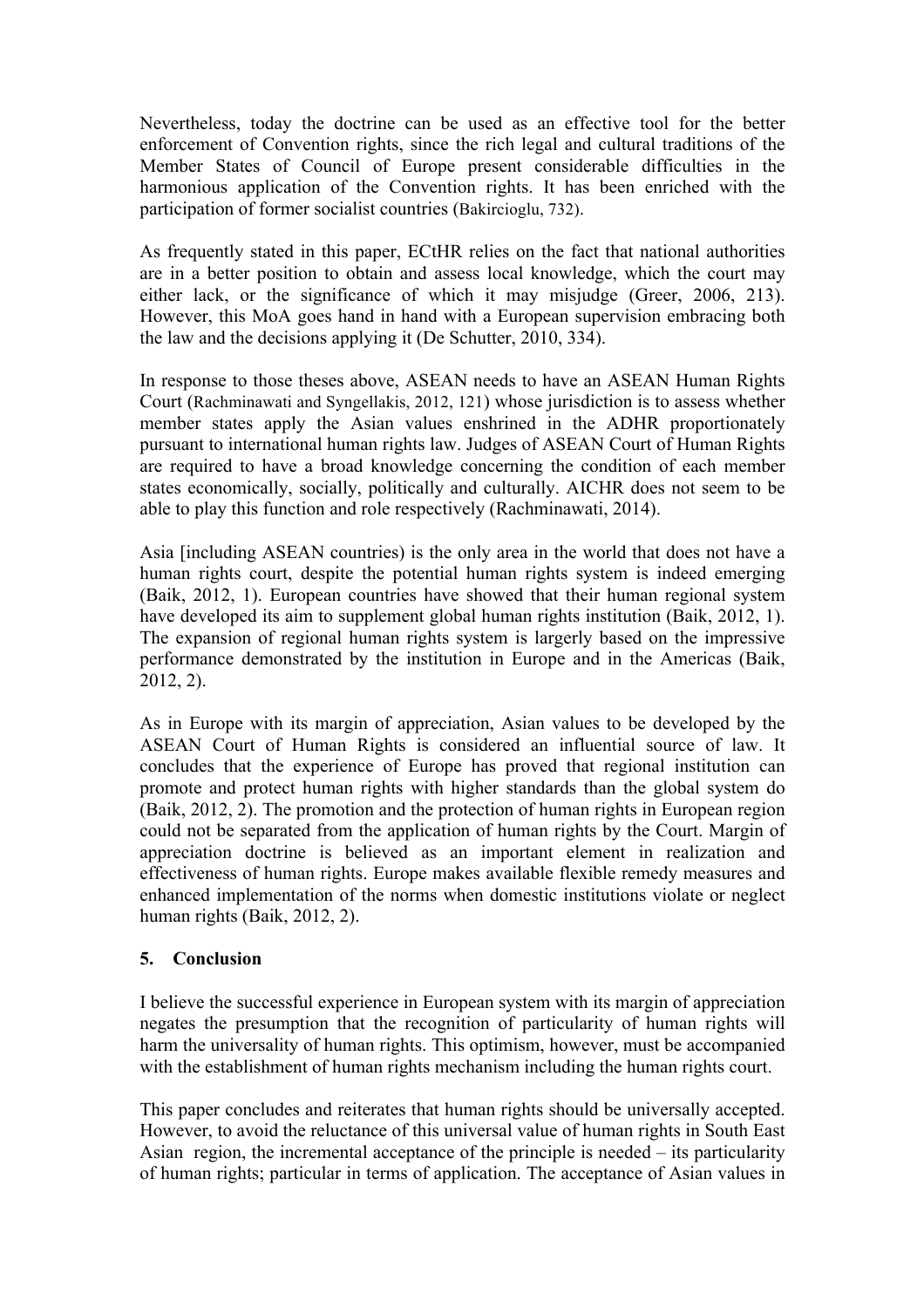Nevertheless, today the doctrine can be used as an effective tool for the better enforcement of Convention rights, since the rich legal and cultural traditions of the Member States of Council of Europe present considerable difficulties in the harmonious application of the Convention rights. It has been enriched with the participation of former socialist countries (Bakircioglu, 732).

As frequently stated in this paper, ECtHR relies on the fact that national authorities are in a better position to obtain and assess local knowledge, which the court may either lack, or the significance of which it may misjudge (Greer, 2006, 213). However, this MoA goes hand in hand with a European supervision embracing both the law and the decisions applying it (De Schutter, 2010, 334).

In response to those theses above, ASEAN needs to have an ASEAN Human Rights Court (Rachminawati and Syngellakis, 2012, 121) whose jurisdiction is to assess whether member states apply the Asian values enshrined in the ADHR proportionately pursuant to international human rights law. Judges of ASEAN Court of Human Rights are required to have a broad knowledge concerning the condition of each member states economically, socially, politically and culturally. AICHR does not seem to be able to play this function and role respectively (Rachminawati, 2014).

Asia [including ASEAN countries) is the only area in the world that does not have a human rights court, despite the potential human rights system is indeed emerging (Baik, 2012, 1). European countries have showed that their human regional system have developed its aim to supplement global human rights institution (Baik, 2012, 1). The expansion of regional human rights system is largerly based on the impressive performance demonstrated by the institution in Europe and in the Americas (Baik, 2012, 2).

As in Europe with its margin of appreciation, Asian values to be developed by the ASEAN Court of Human Rights is considered an influential source of law. It concludes that the experience of Europe has proved that regional institution can promote and protect human rights with higher standards than the global system do (Baik, 2012, 2). The promotion and the protection of human rights in European region could not be separated from the application of human rights by the Court. Margin of appreciation doctrine is believed as an important element in realization and effectiveness of human rights. Europe makes available flexible remedy measures and enhanced implementation of the norms when domestic institutions violate or neglect human rights (Baik, 2012, 2).

## 5. Conclusion

I believe the successful experience in European system with its margin of appreciation negates the presumption that the recognition of particularity of human rights will harm the universality of human rights. This optimism, however, must be accompanied with the establishment of human rights mechanism including the human rights court.

This paper concludes and reiterates that human rights should be universally accepted. However, to avoid the reluctance of this universal value of human rights in South East Asian region, the incremental acceptance of the principle is needed – its particularity of human rights; particular in terms of application. The acceptance of Asian values in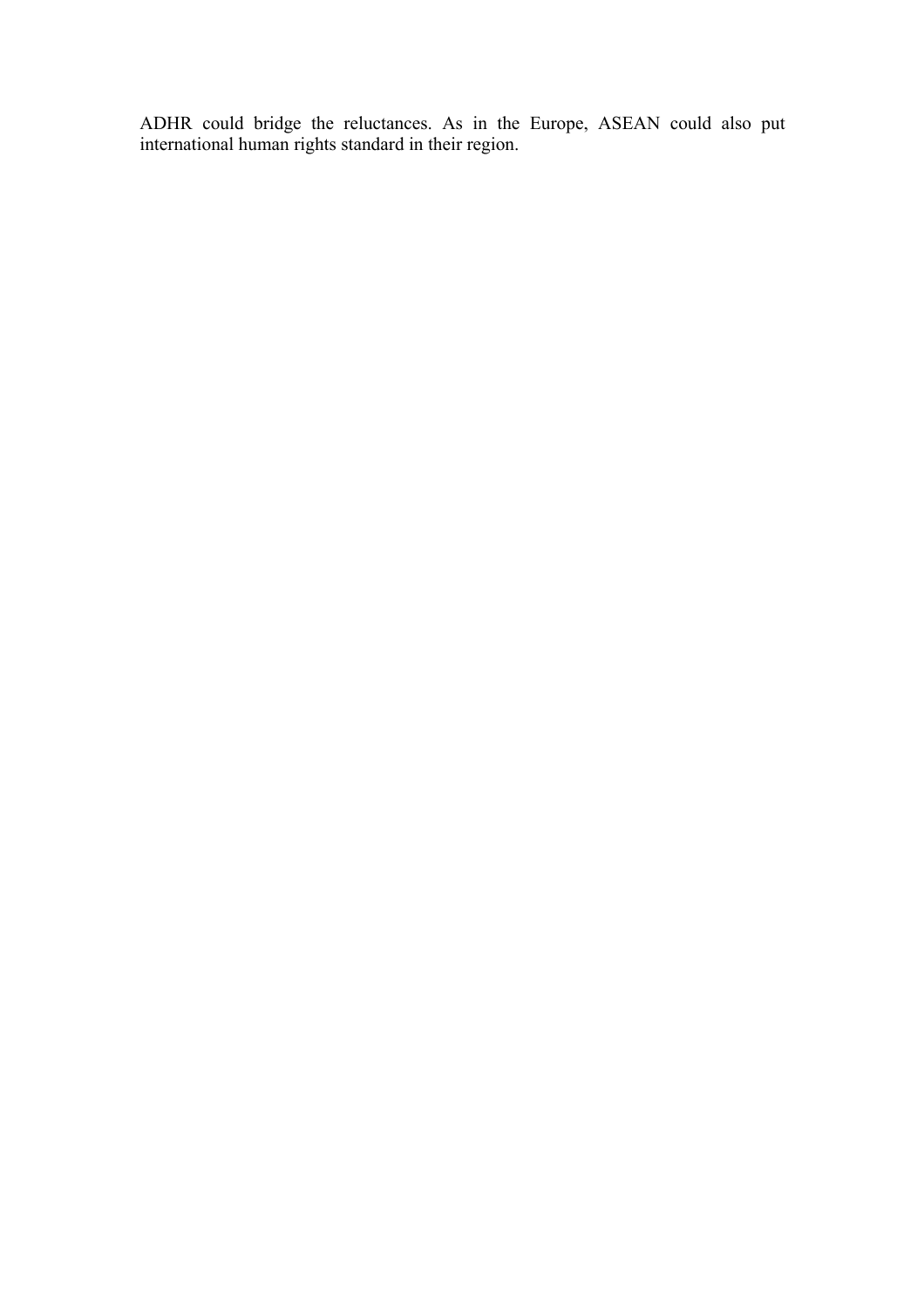ADHR could bridge the reluctances. As in the Europe, ASEAN could also put international human rights standard in their region.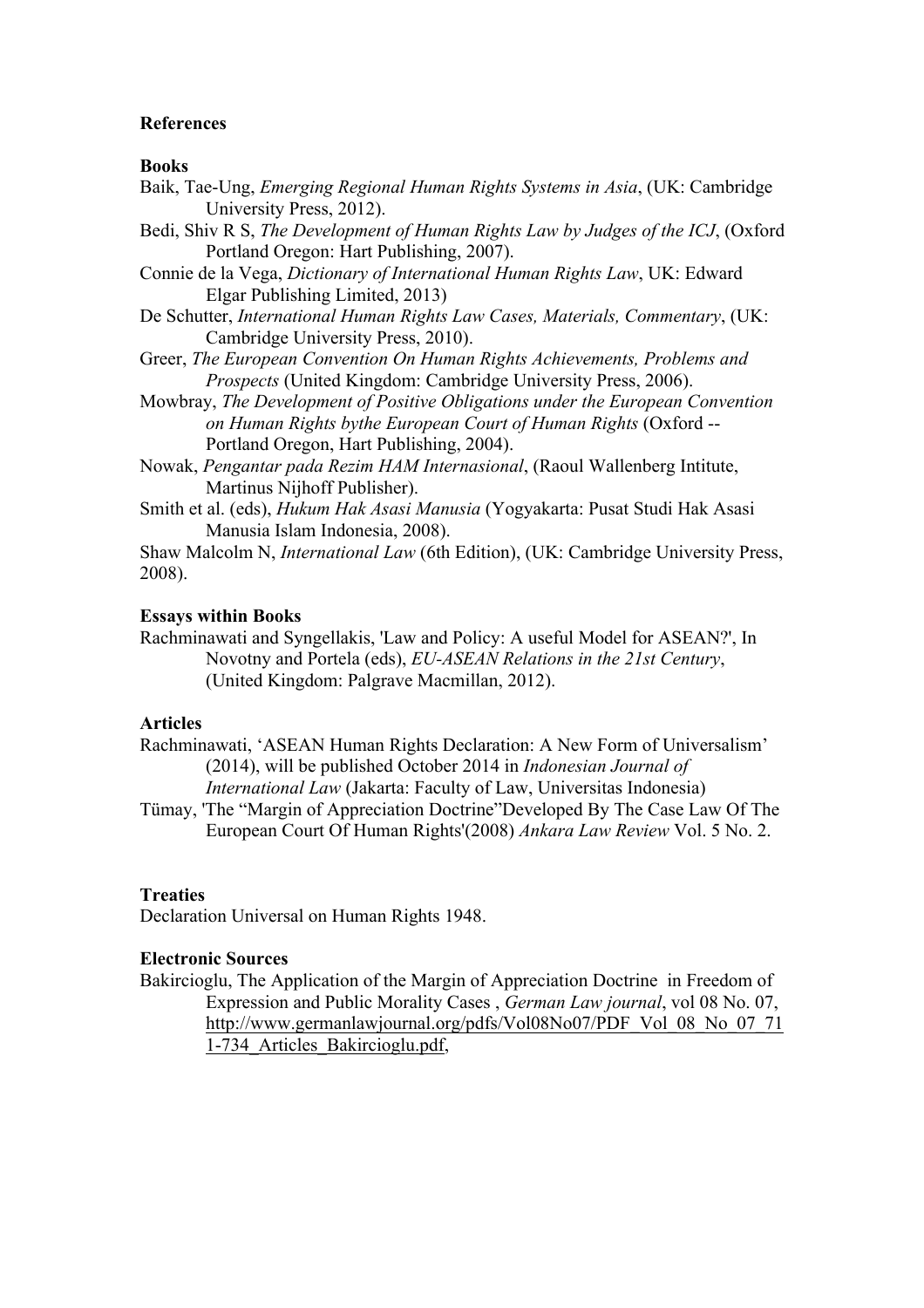**References**

**Books**

Baik, Tae-Ung, *Emerging Regional Human Rights Systems in Asia*, (UK: Cambridge University Press, 2012).

Bedi, Shiv R S, *The Development of Human Rights Law by Judges of the ICJ*, (Oxford Portland Oregon: Hart Publishing, 2007).

Connie de la Vega, *Dictionary of International Human Rights Law*, UK: Edward Elgar Publishing Limited, 2013)

De Schutter, *International Human Rights Law Cases, Materials, Commentary*, (UK: Cambridge University Press, 2010).

Greer, *The European Convention On Human Rights Achievements, Problems and Prospects* (United Kingdom: Cambridge University Press, 2006).

Mowbray, *The Development of Positive Obligations under the European Convention on Human Rights bythe European Court of Human Rights* (Oxford -- Portland Oregon, Hart Publishing, 2004).

Nowak, *Pengantar pada Rezim HAM Internasional*, (Raoul Wallenberg Intitute, Martinus Nijhoff Publisher).

Smith et al. (eds), *Hukum Hak Asasi Manusia* (Yogyakarta: Pusat Studi Hak Asasi Manusia Islam Indonesia, 2008).

Shaw Malcolm N, *International Law* (6th Edition), (UK: Cambridge University Press, 2008).

**Essays within Books**

Rachminawati and Syngellakis, 'Law and Policy: A useful Model for ASEAN?', In Novotny and Portela (eds), *EU-ASEAN Relations in the 21st Century*, (United Kingdom: Palgrave Macmillan, 2012).

**Articles**

Rachminawati, 'ASEAN Human Rights Declaration: A New Form of Universalism' (2014), will be published October 2014 in *Indonesian Journal of International Law* (Jakarta: Faculty of Law, Universitas Indonesia)

Tümay, 'The "Margin of Appreciation Doctrine"Developed By The Case Law Of The European Court Of Human Rights'(2008) *Ankara Law Review* Vol. 5 No. 2.

**Treaties**

Declaration Universal on Human Rights 1948.

**Electronic Sources**

Bakircioglu, The Application of the Margin of Appreciation Doctrine in Freedom of Expression and Public Morality Cases , *German Law journal*, vol 08 No. 07, http://www.germanlawjournal.org/pdfs/Vol08No07/PDF_Vol_08_No_07_711-734_Articles_Bakircioglu.pdf,